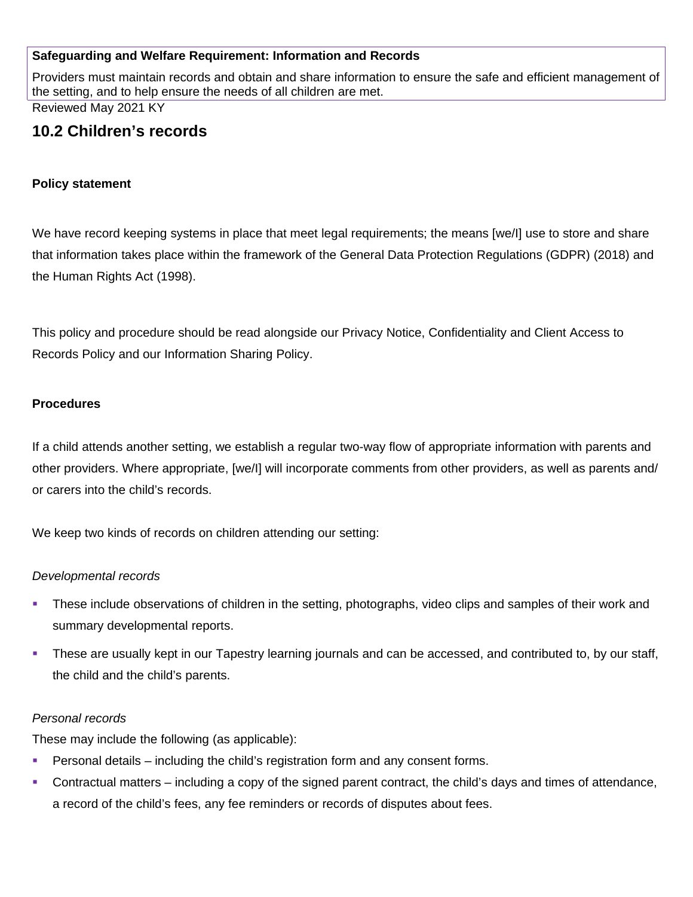**Safeguarding and Welfare Requirement: Information and Records**

Providers must maintain records and obtain and share information to ensure the safe and efficient management of the setting, and to help ensure the needs of all children are met.

Reviewed May 2021 KY

## 10.2 Children's records

**Policy statement**

We have record keeping systems in place that meet legal requirements; the means [we/I] use to store and share that information takes place within the framework of the General Data Protection Regulations (GDPR) (2018) and the Human Rights Act (1998).

This policy and procedure should be read alongside our Privacy Notice, Confidentiality and Client Access to Records Policy and our Information Sharing Policy.

**Procedures**

If a child attends another setting, we establish a regular two-way flow of appropriate information with parents and other providers. Where appropriate, [we/I] will incorporate comments from other providers, as well as parents and/ or carers into the child's records.

We keep two kinds of records on children attending our setting:

*Developmental records*

- These include observations of children in the setting, photographs, video clips and samples of their work and summary developmental reports.
- These are usually kept in our Tapestry learning journals and can be accessed, and contributed to, by our staff, the child and the child's parents.

*Personal records*

These may include the following (as applicable):

- Personal details – including the child's registration form and any consent forms.
- Contractual matters – including a copy of the signed parent contract, the child's days and times of attendance, a record of the child's fees, any fee reminders or records of disputes about fees.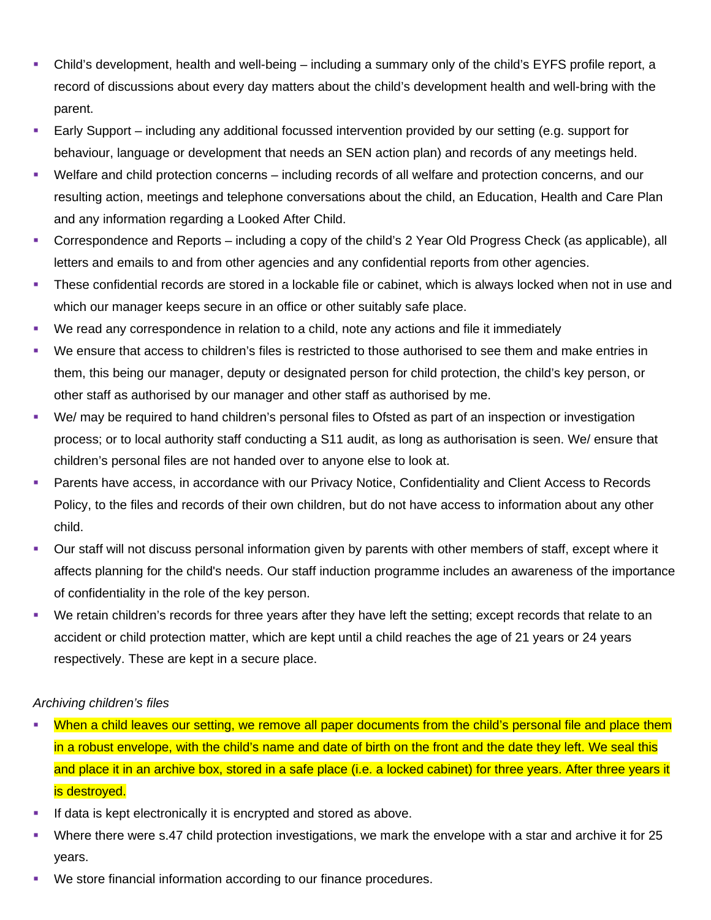- Child's development, health and well-being – including a summary only of the child's EYFS profile report, a record of discussions about every day matters about the child's development health and well-bring with the parent.
- Early Support – including any additional focussed intervention provided by our setting (e.g. support for behaviour, language or development that needs an SEN action plan) and records of any meetings held.
- Welfare and child protection concerns – including records of all welfare and protection concerns, and our resulting action, meetings and telephone conversations about the child, an Education, Health and Care Plan and any information regarding a Looked After Child.
- Correspondence and Reports – including a copy of the child's 2 Year Old Progress Check (as applicable), all letters and emails to and from other agencies and any confidential reports from other agencies.
- These confidential records are stored in a lockable file or cabinet, which is always locked when not in use and which our manager keeps secure in an office or other suitably safe place.
- We read any correspondence in relation to a child, note any actions and file it immediately
- We ensure that access to children's files is restricted to those authorised to see them and make entries in them, this being our manager, deputy or designated person for child protection, the child's key person, or other staff as authorised by our manager and other staff as authorised by me.
- We/ may be required to hand children's personal files to Ofsted as part of an inspection or investigation process; or to local authority staff conducting a S11 audit, as long as authorisation is seen. We/ ensure that children's personal files are not handed over to anyone else to look at.
- Parents have access, in accordance with our Privacy Notice, Confidentiality and Client Access to Records Policy, to the files and records of their own children, but do not have access to information about any other child.
- Our staff will not discuss personal information given by parents with other members of staff, except where it affects planning for the child's needs. Our staff induction programme includes an awareness of the importance of confidentiality in the role of the key person.
- We retain children's records for three years after they have left the setting; except records that relate to an accident or child protection matter, which are kept until a child reaches the age of 21 years or 24 years respectively. These are kept in a secure place.

*Archiving children's files*

- When a child leaves our setting, we remove all paper documents from the child's personal file and place them in a robust envelope, with the child's name and date of birth on the front and the date they left. We seal this and place it in an archive box, stored in a safe place (i.e. a locked cabinet) for three years. After three years it is destroyed.
- If data is kept electronically it is encrypted and stored as above.
- Where there were s.47 child protection investigations, we mark the envelope with a star and archive it for 25 years.
- We store financial information according to our finance procedures.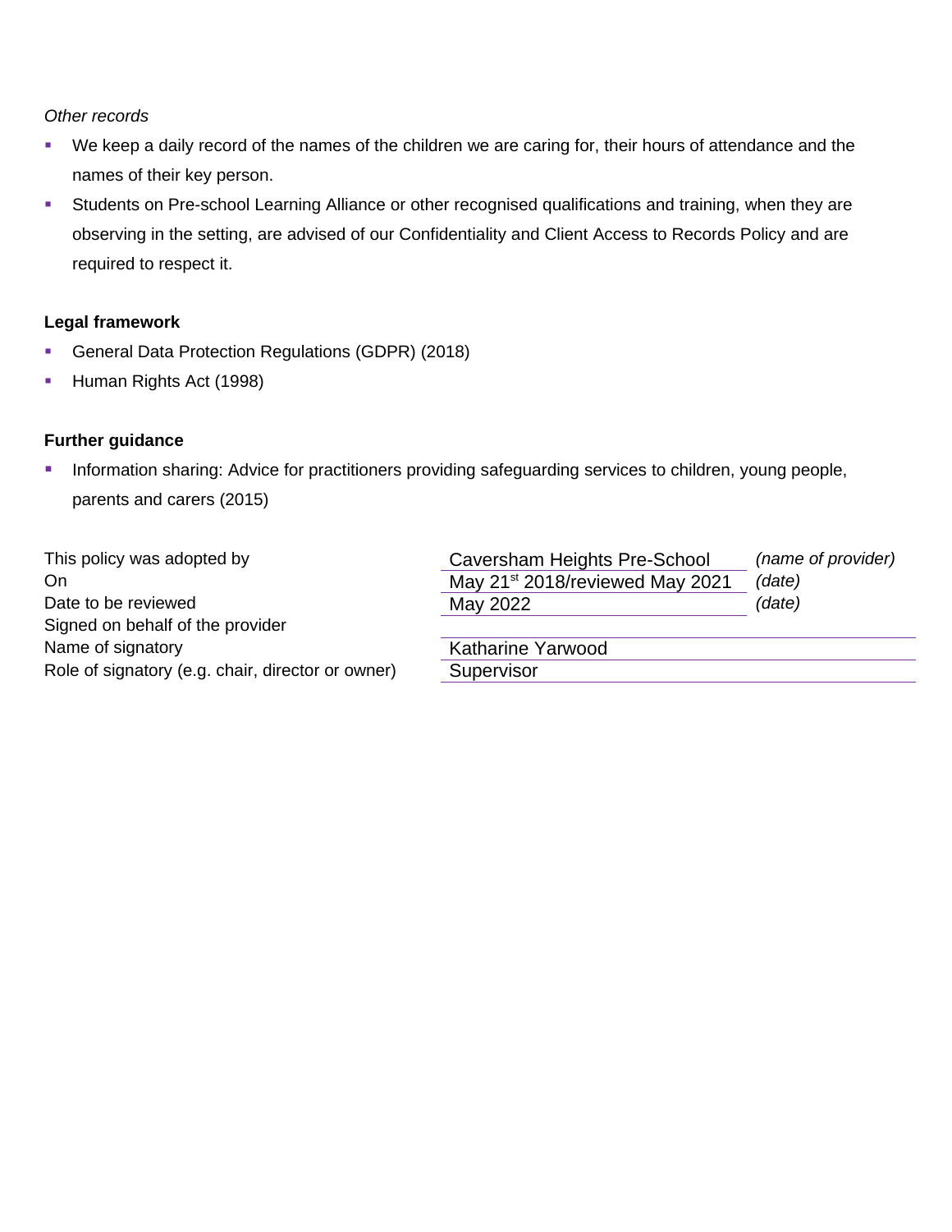*Other records*

- We keep a daily record of the names of the children we are caring for, their hours of attendance and the names of their key person.
- Students on Pre-school Learning Alliance or other recognised qualifications and training, when they are observing in the setting, are advised of our Confidentiality and Client Access to Records Policy and are required to respect it.

**Legal framework**

- General Data Protection Regulations (GDPR) (2018)
- Human Rights Act (1998)

**Further guidance**

- Information sharing: Advice for practitioners providing safeguarding services to children, young people, parents and carers (2015)

| | | |
|---|---|---|
| This policy was adopted by | Caversham Heights Pre-School | *(name of provider)* |
| On | May 21st 2018/reviewed May 2021 | *(date)* |
| Date to be reviewed | May 2022 | *(date)* |
| Signed on behalf of the provider | | |
| Name of signatory | Katharine Yarwood | |
| Role of signatory (e.g. chair, director or owner) | Supervisor | |